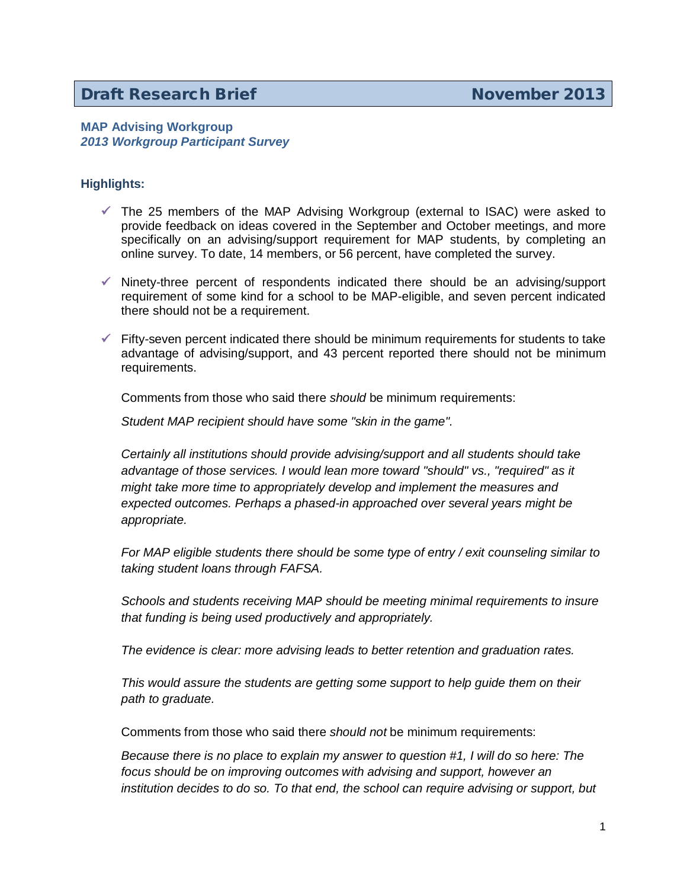## Draft Research Brief — November 2013

**MAP Advising Workgroup**
***2013 Workgroup Participant Survey***

### Highlights:

- ✓ The 25 members of the MAP Advising Workgroup (external to ISAC) were asked to provide feedback on ideas covered in the September and October meetings, and more specifically on an advising/support requirement for MAP students, by completing an online survey. To date, 14 members, or 56 percent, have completed the survey.

- ✓ Ninety-three percent of respondents indicated there should be an advising/support requirement of some kind for a school to be MAP-eligible, and seven percent indicated there should not be a requirement.

- ✓ Fifty-seven percent indicated there should be minimum requirements for students to take advantage of advising/support, and 43 percent reported there should not be minimum requirements.

  Comments from those who said there *should* be minimum requirements:

  *Student MAP recipient should have some "skin in the game".*

  *Certainly all institutions should provide advising/support and all students should take advantage of those services. I would lean more toward "should" vs., "required" as it might take more time to appropriately develop and implement the measures and expected outcomes. Perhaps a phased-in approached over several years might be appropriate.*

  *For MAP eligible students there should be some type of entry / exit counseling similar to taking student loans through FAFSA.*

  *Schools and students receiving MAP should be meeting minimal requirements to insure that funding is being used productively and appropriately.*

  *The evidence is clear: more advising leads to better retention and graduation rates.*

  *This would assure the students are getting some support to help guide them on their path to graduate.*

  Comments from those who said there *should not* be minimum requirements:

  *Because there is no place to explain my answer to question #1, I will do so here: The focus should be on improving outcomes with advising and support, however an institution decides to do so. To that end, the school can require advising or support, but*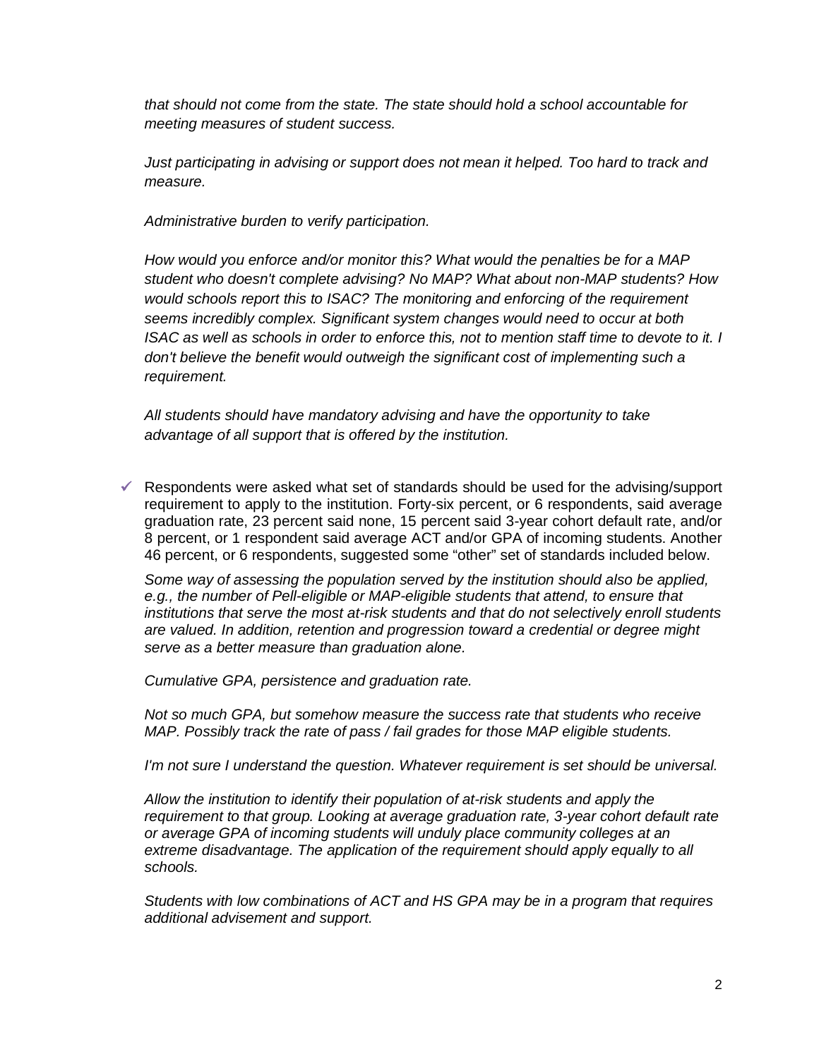*that should not come from the state. The state should hold a school accountable for meeting measures of student success.*

*Just participating in advising or support does not mean it helped. Too hard to track and measure.*

*Administrative burden to verify participation.*

*How would you enforce and/or monitor this? What would the penalties be for a MAP student who doesn't complete advising? No MAP? What about non-MAP students? How would schools report this to ISAC? The monitoring and enforcing of the requirement seems incredibly complex. Significant system changes would need to occur at both ISAC as well as schools in order to enforce this, not to mention staff time to devote to it. I don't believe the benefit would outweigh the significant cost of implementing such a requirement.*

*All students should have mandatory advising and have the opportunity to take advantage of all support that is offered by the institution.*

- ✓ Respondents were asked what set of standards should be used for the advising/support requirement to apply to the institution. Forty-six percent, or 6 respondents, said average graduation rate, 23 percent said none, 15 percent said 3-year cohort default rate, and/or 8 percent, or 1 respondent said average ACT and/or GPA of incoming students. Another 46 percent, or 6 respondents, suggested some "other" set of standards included below.

  *Some way of assessing the population served by the institution should also be applied, e.g., the number of Pell-eligible or MAP-eligible students that attend, to ensure that institutions that serve the most at-risk students and that do not selectively enroll students are valued. In addition, retention and progression toward a credential or degree might serve as a better measure than graduation alone.*

  *Cumulative GPA, persistence and graduation rate.*

  *Not so much GPA, but somehow measure the success rate that students who receive MAP. Possibly track the rate of pass / fail grades for those MAP eligible students.*

  *I'm not sure I understand the question. Whatever requirement is set should be universal.*

  *Allow the institution to identify their population of at-risk students and apply the requirement to that group. Looking at average graduation rate, 3-year cohort default rate or average GPA of incoming students will unduly place community colleges at an extreme disadvantage. The application of the requirement should apply equally to all schools.*

  *Students with low combinations of ACT and HS GPA may be in a program that requires additional advisement and support.*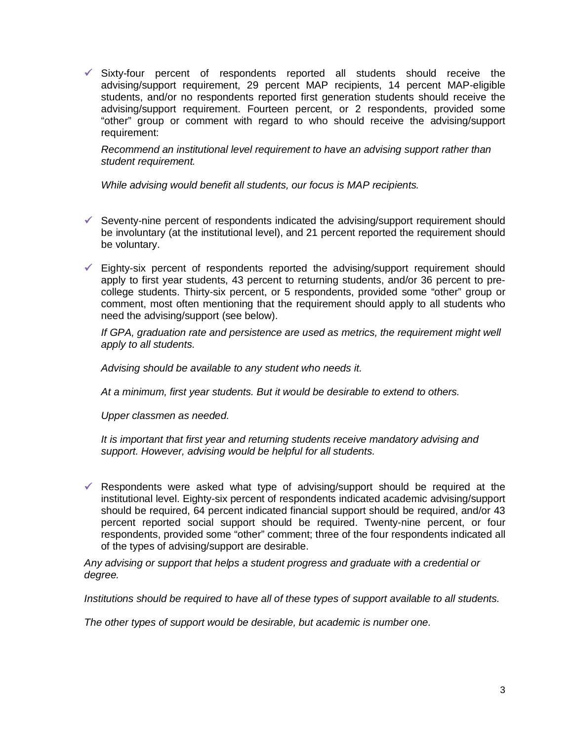- ✓ Sixty-four percent of respondents reported all students should receive the advising/support requirement, 29 percent MAP recipients, 14 percent MAP-eligible students, and/or no respondents reported first generation students should receive the advising/support requirement. Fourteen percent, or 2 respondents, provided some "other" group or comment with regard to who should receive the advising/support requirement:

  *Recommend an institutional level requirement to have an advising support rather than student requirement.*

  *While advising would benefit all students, our focus is MAP recipients.*

- ✓ Seventy-nine percent of respondents indicated the advising/support requirement should be involuntary (at the institutional level), and 21 percent reported the requirement should be voluntary.

- ✓ Eighty-six percent of respondents reported the advising/support requirement should apply to first year students, 43 percent to returning students, and/or 36 percent to pre-college students. Thirty-six percent, or 5 respondents, provided some "other" group or comment, most often mentioning that the requirement should apply to all students who need the advising/support (see below).

  *If GPA, graduation rate and persistence are used as metrics, the requirement might well apply to all students.*

  *Advising should be available to any student who needs it.*

  *At a minimum, first year students. But it would be desirable to extend to others.*

  *Upper classmen as needed.*

  *It is important that first year and returning students receive mandatory advising and support. However, advising would be helpful for all students.*

- ✓ Respondents were asked what type of advising/support should be required at the institutional level. Eighty-six percent of respondents indicated academic advising/support should be required, 64 percent indicated financial support should be required, and/or 43 percent reported social support should be required. Twenty-nine percent, or four respondents, provided some "other" comment; three of the four respondents indicated all of the types of advising/support are desirable.

*Any advising or support that helps a student progress and graduate with a credential or degree.*

*Institutions should be required to have all of these types of support available to all students.*

*The other types of support would be desirable, but academic is number one.*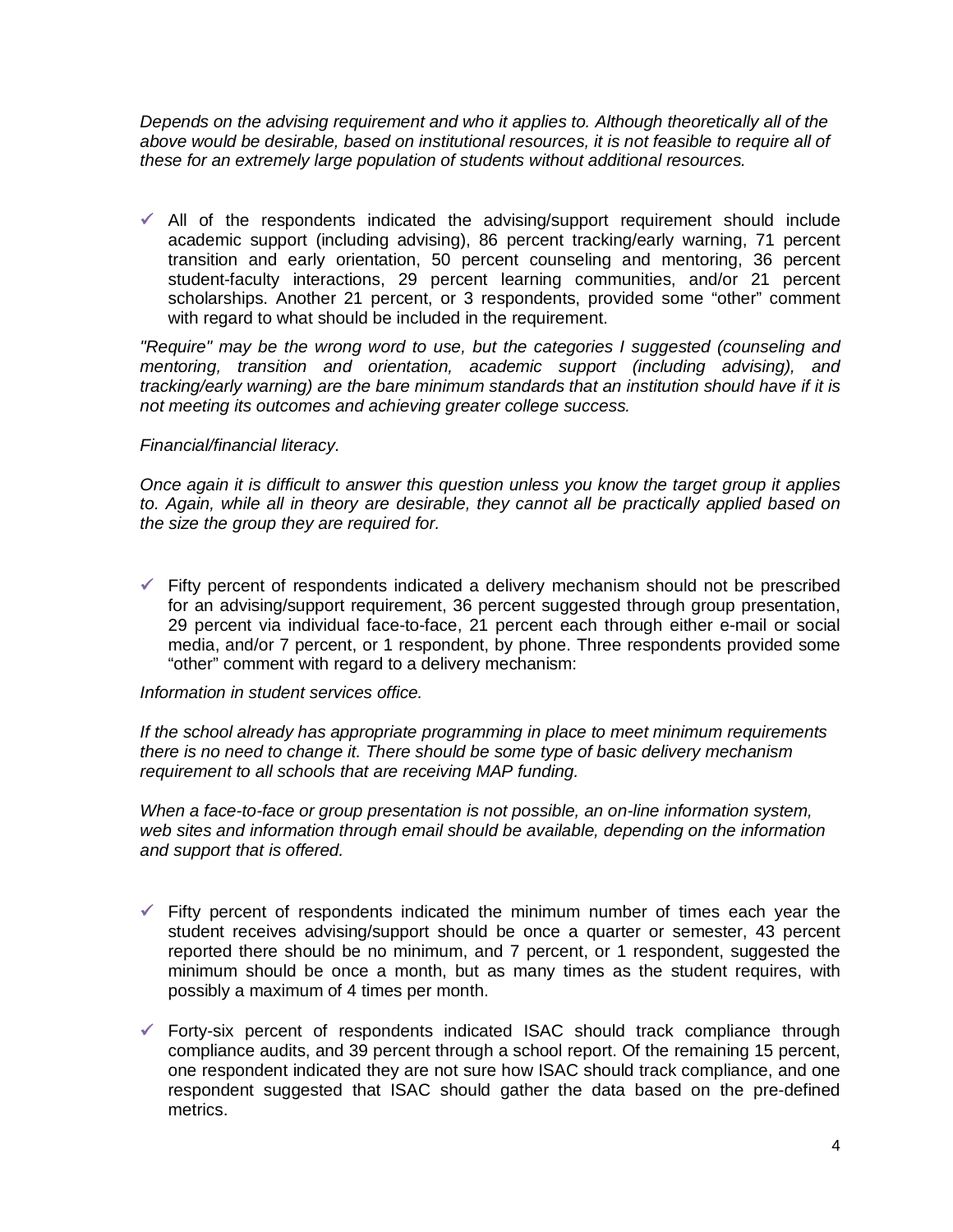*Depends on the advising requirement and who it applies to. Although theoretically all of the above would be desirable, based on institutional resources, it is not feasible to require all of these for an extremely large population of students without additional resources.*

- ✓ All of the respondents indicated the advising/support requirement should include academic support (including advising), 86 percent tracking/early warning, 71 percent transition and early orientation, 50 percent counseling and mentoring, 36 percent student-faculty interactions, 29 percent learning communities, and/or 21 percent scholarships. Another 21 percent, or 3 respondents, provided some "other" comment with regard to what should be included in the requirement.

*"Require" may be the wrong word to use, but the categories I suggested (counseling and mentoring, transition and orientation, academic support (including advising), and tracking/early warning) are the bare minimum standards that an institution should have if it is not meeting its outcomes and achieving greater college success.*

*Financial/financial literacy.*

*Once again it is difficult to answer this question unless you know the target group it applies to. Again, while all in theory are desirable, they cannot all be practically applied based on the size the group they are required for.*

- ✓ Fifty percent of respondents indicated a delivery mechanism should not be prescribed for an advising/support requirement, 36 percent suggested through group presentation, 29 percent via individual face-to-face, 21 percent each through either e-mail or social media, and/or 7 percent, or 1 respondent, by phone. Three respondents provided some "other" comment with regard to a delivery mechanism:

*Information in student services office.*

*If the school already has appropriate programming in place to meet minimum requirements there is no need to change it. There should be some type of basic delivery mechanism requirement to all schools that are receiving MAP funding.*

*When a face-to-face or group presentation is not possible, an on-line information system, web sites and information through email should be available, depending on the information and support that is offered.*

- ✓ Fifty percent of respondents indicated the minimum number of times each year the student receives advising/support should be once a quarter or semester, 43 percent reported there should be no minimum, and 7 percent, or 1 respondent, suggested the minimum should be once a month, but as many times as the student requires, with possibly a maximum of 4 times per month.

- ✓ Forty-six percent of respondents indicated ISAC should track compliance through compliance audits, and 39 percent through a school report. Of the remaining 15 percent, one respondent indicated they are not sure how ISAC should track compliance, and one respondent suggested that ISAC should gather the data based on the pre-defined metrics.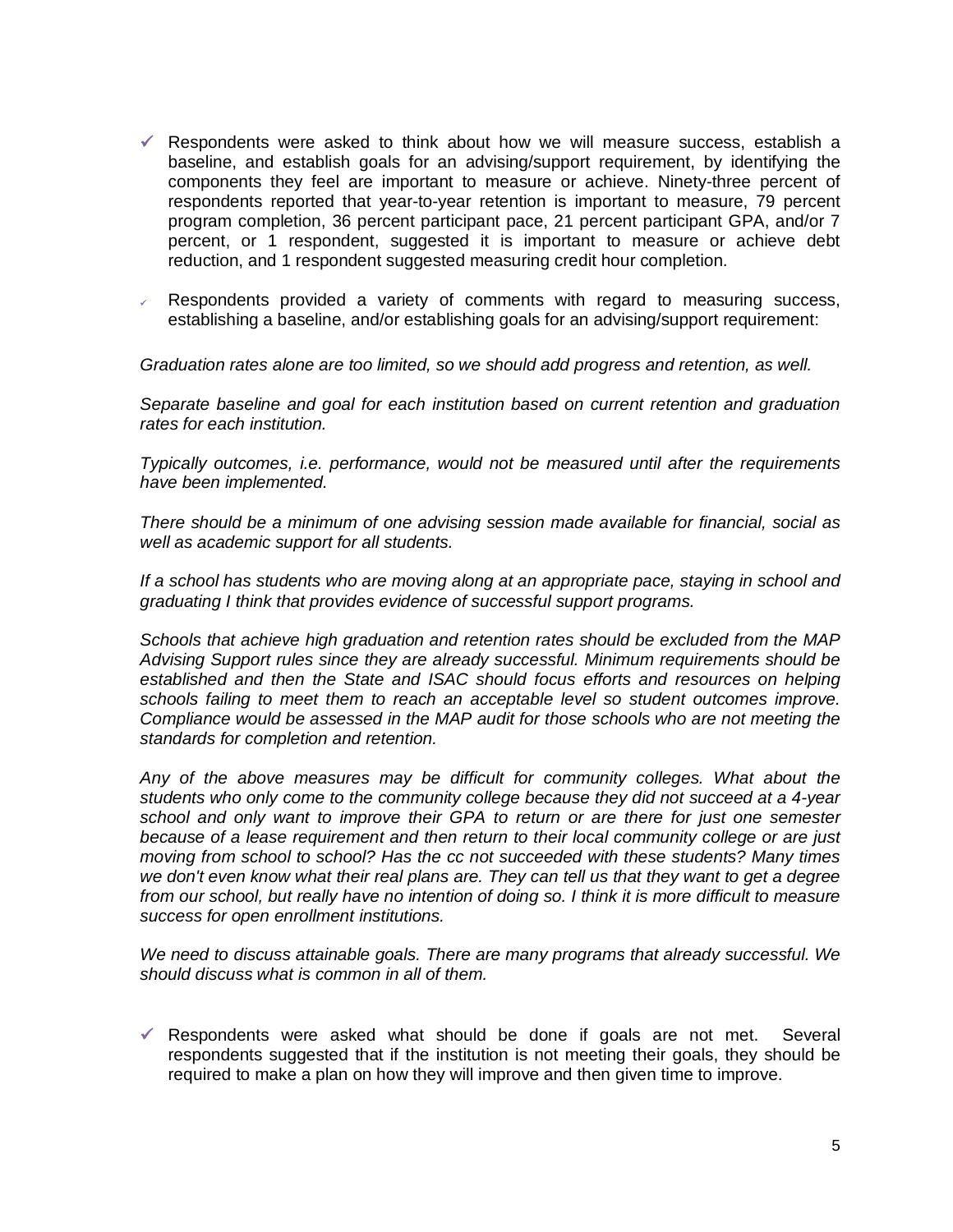- ✓ Respondents were asked to think about how we will measure success, establish a baseline, and establish goals for an advising/support requirement, by identifying the components they feel are important to measure or achieve. Ninety-three percent of respondents reported that year-to-year retention is important to measure, 79 percent program completion, 36 percent participant pace, 21 percent participant GPA, and/or 7 percent, or 1 respondent, suggested it is important to measure or achieve debt reduction, and 1 respondent suggested measuring credit hour completion.

- ✓ Respondents provided a variety of comments with regard to measuring success, establishing a baseline, and/or establishing goals for an advising/support requirement:

*Graduation rates alone are too limited, so we should add progress and retention, as well.*

*Separate baseline and goal for each institution based on current retention and graduation rates for each institution.*

*Typically outcomes, i.e. performance, would not be measured until after the requirements have been implemented.*

*There should be a minimum of one advising session made available for financial, social as well as academic support for all students.*

*If a school has students who are moving along at an appropriate pace, staying in school and graduating I think that provides evidence of successful support programs.*

*Schools that achieve high graduation and retention rates should be excluded from the MAP Advising Support rules since they are already successful. Minimum requirements should be established and then the State and ISAC should focus efforts and resources on helping schools failing to meet them to reach an acceptable level so student outcomes improve. Compliance would be assessed in the MAP audit for those schools who are not meeting the standards for completion and retention.*

*Any of the above measures may be difficult for community colleges. What about the students who only come to the community college because they did not succeed at a 4-year school and only want to improve their GPA to return or are there for just one semester because of a lease requirement and then return to their local community college or are just moving from school to school? Has the cc not succeeded with these students? Many times we don't even know what their real plans are. They can tell us that they want to get a degree from our school, but really have no intention of doing so. I think it is more difficult to measure success for open enrollment institutions.*

*We need to discuss attainable goals. There are many programs that already successful. We should discuss what is common in all of them.*

- ✓ Respondents were asked what should be done if goals are not met. Several respondents suggested that if the institution is not meeting their goals, they should be required to make a plan on how they will improve and then given time to improve.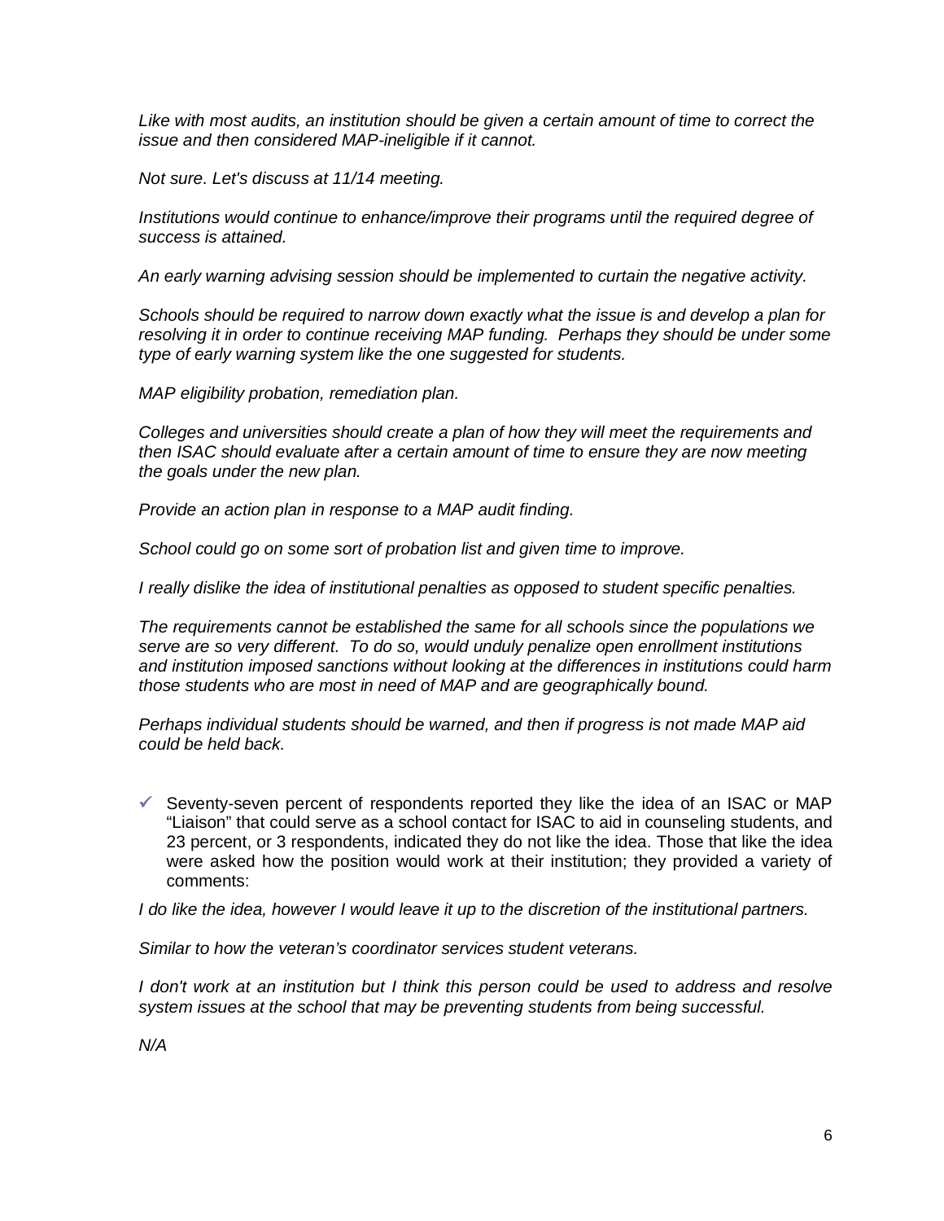*Like with most audits, an institution should be given a certain amount of time to correct the issue and then considered MAP-ineligible if it cannot.*

*Not sure. Let's discuss at 11/14 meeting.*

*Institutions would continue to enhance/improve their programs until the required degree of success is attained.*

*An early warning advising session should be implemented to curtain the negative activity.*

*Schools should be required to narrow down exactly what the issue is and develop a plan for resolving it in order to continue receiving MAP funding. Perhaps they should be under some type of early warning system like the one suggested for students.*

*MAP eligibility probation, remediation plan.*

*Colleges and universities should create a plan of how they will meet the requirements and then ISAC should evaluate after a certain amount of time to ensure they are now meeting the goals under the new plan.*

*Provide an action plan in response to a MAP audit finding.*

*School could go on some sort of probation list and given time to improve.*

*I really dislike the idea of institutional penalties as opposed to student specific penalties.*

*The requirements cannot be established the same for all schools since the populations we serve are so very different. To do so, would unduly penalize open enrollment institutions and institution imposed sanctions without looking at the differences in institutions could harm those students who are most in need of MAP and are geographically bound.*

*Perhaps individual students should be warned, and then if progress is not made MAP aid could be held back.*

- ✓ Seventy-seven percent of respondents reported they like the idea of an ISAC or MAP "Liaison" that could serve as a school contact for ISAC to aid in counseling students, and 23 percent, or 3 respondents, indicated they do not like the idea. Those that like the idea were asked how the position would work at their institution; they provided a variety of comments:

*I do like the idea, however I would leave it up to the discretion of the institutional partners.*

*Similar to how the veteran's coordinator services student veterans.*

*I don't work at an institution but I think this person could be used to address and resolve system issues at the school that may be preventing students from being successful.*

*N/A*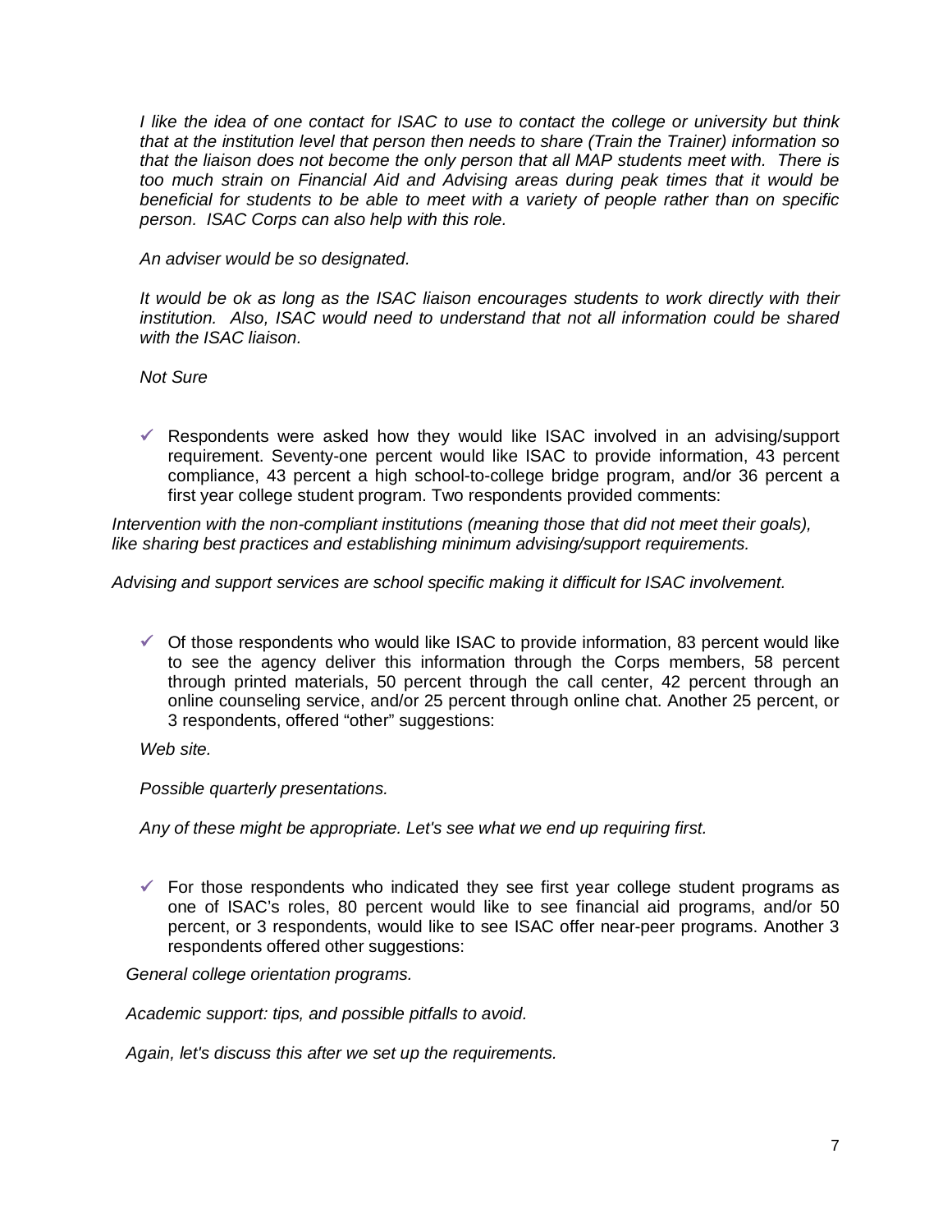*I like the idea of one contact for ISAC to use to contact the college or university but think that at the institution level that person then needs to share (Train the Trainer) information so that the liaison does not become the only person that all MAP students meet with. There is too much strain on Financial Aid and Advising areas during peak times that it would be beneficial for students to be able to meet with a variety of people rather than on specific person. ISAC Corps can also help with this role.*

*An adviser would be so designated.*

*It would be ok as long as the ISAC liaison encourages students to work directly with their institution. Also, ISAC would need to understand that not all information could be shared with the ISAC liaison.*

*Not Sure*

- ✓ Respondents were asked how they would like ISAC involved in an advising/support requirement. Seventy-one percent would like ISAC to provide information, 43 percent compliance, 43 percent a high school-to-college bridge program, and/or 36 percent a first year college student program. Two respondents provided comments:

*Intervention with the non-compliant institutions (meaning those that did not meet their goals), like sharing best practices and establishing minimum advising/support requirements.*

*Advising and support services are school specific making it difficult for ISAC involvement.*

- ✓ Of those respondents who would like ISAC to provide information, 83 percent would like to see the agency deliver this information through the Corps members, 58 percent through printed materials, 50 percent through the call center, 42 percent through an online counseling service, and/or 25 percent through online chat. Another 25 percent, or 3 respondents, offered "other" suggestions:

*Web site.*

*Possible quarterly presentations.*

*Any of these might be appropriate. Let's see what we end up requiring first.*

- ✓ For those respondents who indicated they see first year college student programs as one of ISAC's roles, 80 percent would like to see financial aid programs, and/or 50 percent, or 3 respondents, would like to see ISAC offer near-peer programs. Another 3 respondents offered other suggestions:

*General college orientation programs.*

*Academic support: tips, and possible pitfalls to avoid.*

*Again, let's discuss this after we set up the requirements.*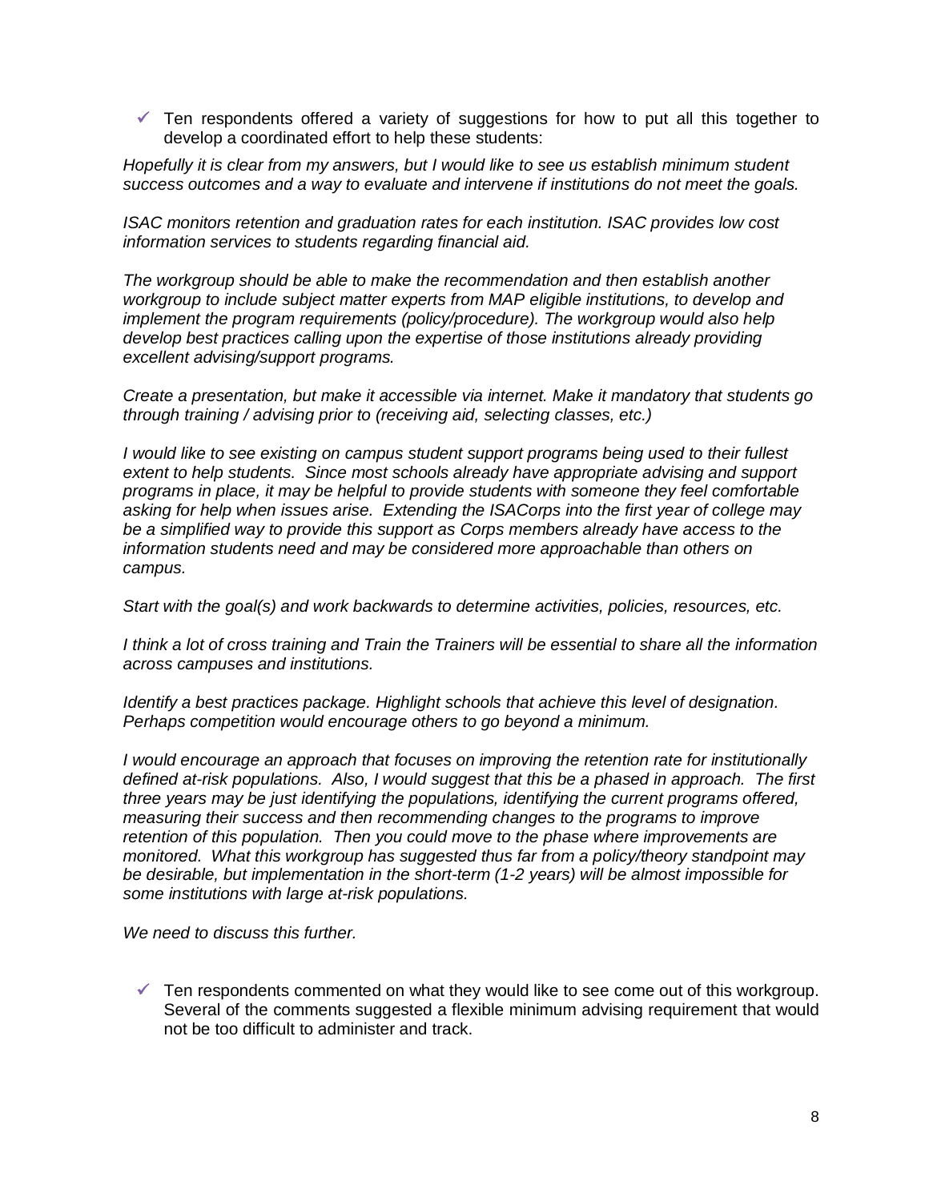- ✓ Ten respondents offered a variety of suggestions for how to put all this together to develop a coordinated effort to help these students:

*Hopefully it is clear from my answers, but I would like to see us establish minimum student success outcomes and a way to evaluate and intervene if institutions do not meet the goals.*

*ISAC monitors retention and graduation rates for each institution. ISAC provides low cost information services to students regarding financial aid.*

*The workgroup should be able to make the recommendation and then establish another workgroup to include subject matter experts from MAP eligible institutions, to develop and implement the program requirements (policy/procedure). The workgroup would also help develop best practices calling upon the expertise of those institutions already providing excellent advising/support programs.*

*Create a presentation, but make it accessible via internet. Make it mandatory that students go through training / advising prior to (receiving aid, selecting classes, etc.)*

*I would like to see existing on campus student support programs being used to their fullest extent to help students. Since most schools already have appropriate advising and support programs in place, it may be helpful to provide students with someone they feel comfortable asking for help when issues arise. Extending the ISACorps into the first year of college may be a simplified way to provide this support as Corps members already have access to the information students need and may be considered more approachable than others on campus.*

*Start with the goal(s) and work backwards to determine activities, policies, resources, etc.*

*I think a lot of cross training and Train the Trainers will be essential to share all the information across campuses and institutions.*

*Identify a best practices package. Highlight schools that achieve this level of designation. Perhaps competition would encourage others to go beyond a minimum.*

*I would encourage an approach that focuses on improving the retention rate for institutionally defined at-risk populations. Also, I would suggest that this be a phased in approach. The first three years may be just identifying the populations, identifying the current programs offered, measuring their success and then recommending changes to the programs to improve retention of this population. Then you could move to the phase where improvements are monitored. What this workgroup has suggested thus far from a policy/theory standpoint may be desirable, but implementation in the short-term (1-2 years) will be almost impossible for some institutions with large at-risk populations.*

*We need to discuss this further.*

- ✓ Ten respondents commented on what they would like to see come out of this workgroup. Several of the comments suggested a flexible minimum advising requirement that would not be too difficult to administer and track.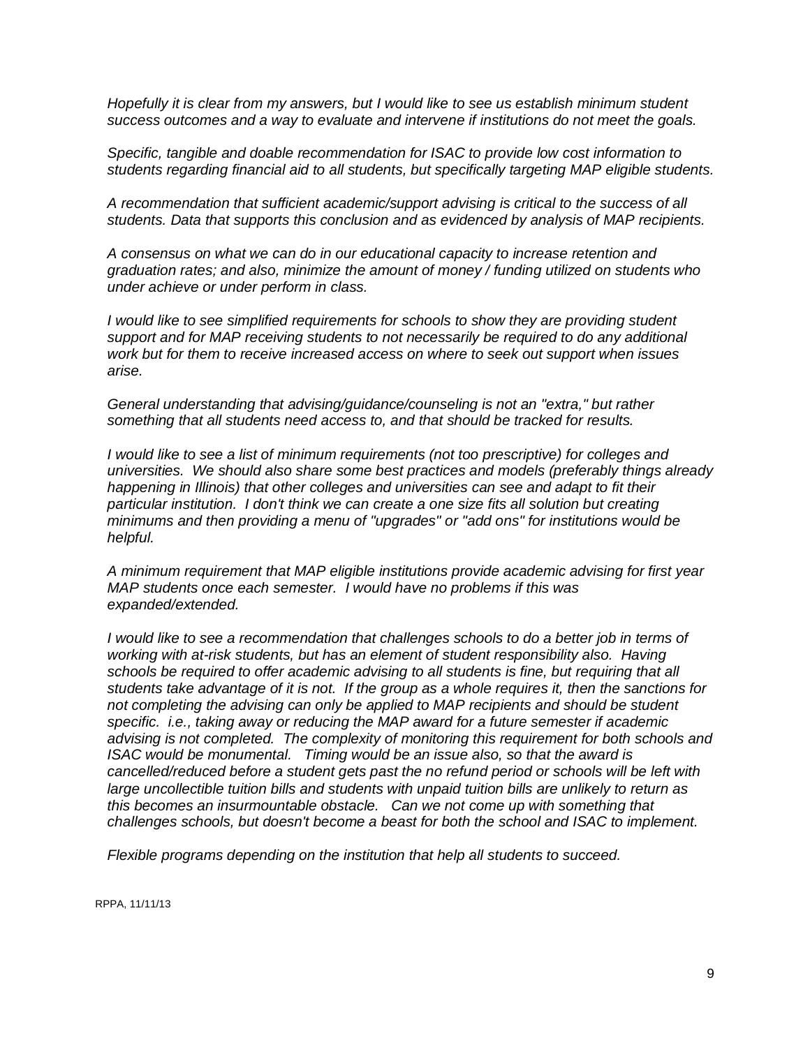*Hopefully it is clear from my answers, but I would like to see us establish minimum student success outcomes and a way to evaluate and intervene if institutions do not meet the goals.*

*Specific, tangible and doable recommendation for ISAC to provide low cost information to students regarding financial aid to all students, but specifically targeting MAP eligible students.*

*A recommendation that sufficient academic/support advising is critical to the success of all students. Data that supports this conclusion and as evidenced by analysis of MAP recipients.*

*A consensus on what we can do in our educational capacity to increase retention and graduation rates; and also, minimize the amount of money / funding utilized on students who under achieve or under perform in class.*

*I would like to see simplified requirements for schools to show they are providing student support and for MAP receiving students to not necessarily be required to do any additional work but for them to receive increased access on where to seek out support when issues arise.*

*General understanding that advising/guidance/counseling is not an "extra," but rather something that all students need access to, and that should be tracked for results.*

*I would like to see a list of minimum requirements (not too prescriptive) for colleges and universities. We should also share some best practices and models (preferably things already happening in Illinois) that other colleges and universities can see and adapt to fit their particular institution. I don't think we can create a one size fits all solution but creating minimums and then providing a menu of "upgrades" or "add ons" for institutions would be helpful.*

*A minimum requirement that MAP eligible institutions provide academic advising for first year MAP students once each semester. I would have no problems if this was expanded/extended.*

*I would like to see a recommendation that challenges schools to do a better job in terms of working with at-risk students, but has an element of student responsibility also. Having schools be required to offer academic advising to all students is fine, but requiring that all students take advantage of it is not. If the group as a whole requires it, then the sanctions for not completing the advising can only be applied to MAP recipients and should be student specific. i.e., taking away or reducing the MAP award for a future semester if academic advising is not completed. The complexity of monitoring this requirement for both schools and ISAC would be monumental. Timing would be an issue also, so that the award is cancelled/reduced before a student gets past the no refund period or schools will be left with large uncollectible tuition bills and students with unpaid tuition bills are unlikely to return as this becomes an insurmountable obstacle. Can we not come up with something that challenges schools, but doesn't become a beast for both the school and ISAC to implement.*

*Flexible programs depending on the institution that help all students to succeed.*

RPPA, 11/11/13